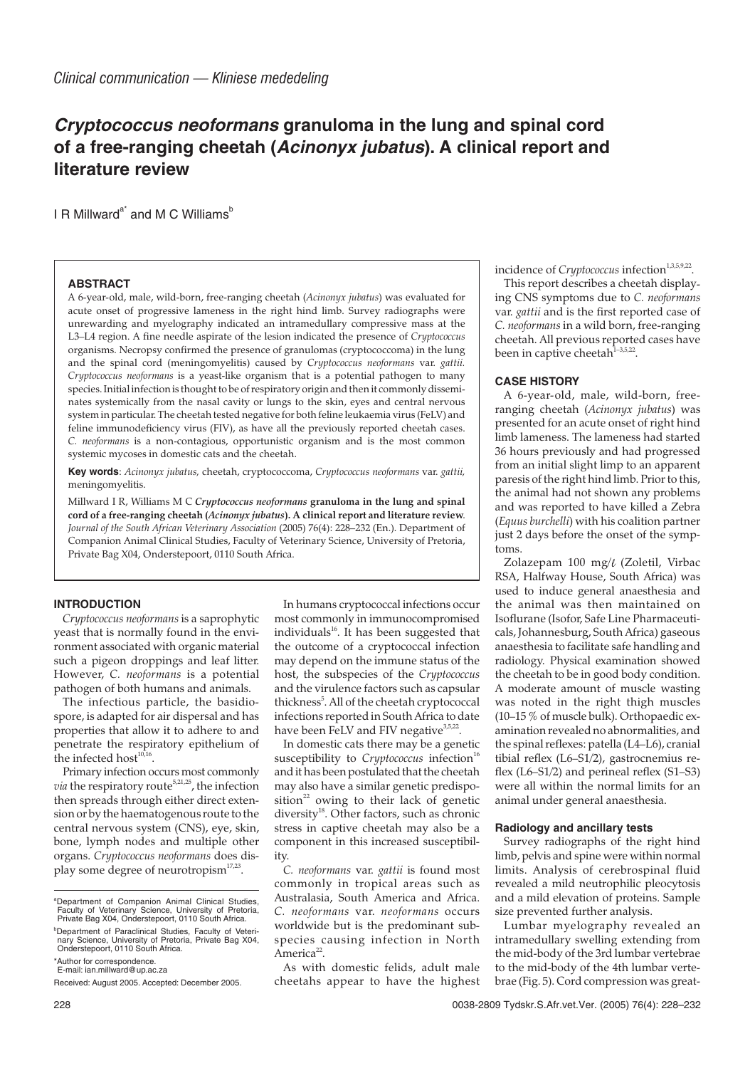*Clinical communication — Kliniese mededeling*

# *Cryptococcus neoformans* granuloma in the lung and spinal cord of a free-ranging cheetah (*Acinonyx jubatus*). A clinical report and literature review

I R Millward[a*] and M C Williams[b]

### ABSTRACT

A 6-year-old, male, wild-born, free-ranging cheetah (*Acinonyx jubatus*) was evaluated for acute onset of progressive lameness in the right hind limb. Survey radiographs were unrewarding and myelography indicated an intramedullary compressive mass at the L3–L4 region. A fine needle aspirate of the lesion indicated the presence of *Cryptococcus* organisms. Necropsy confirmed the presence of granulomas (cryptococcoma) in the lung and the spinal cord (meningomyelitis) caused by *Cryptococcus neoformans* var. *gattii*. *Cryptococcus neoformans* is a yeast-like organism that is a potential pathogen to many species. Initial infection is thought to be of respiratory origin and then it commonly disseminates systemically from the nasal cavity or lungs to the skin, eyes and central nervous system in particular. The cheetah tested negative for both feline leukaemia virus (FeLV) and feline immunodeficiency virus (FIV), as have all the previously reported cheetah cases. *C. neoformans* is a non-contagious, opportunistic organism and is the most common systemic mycoses in domestic cats and the cheetah.

**Key words**: *Acinonyx jubatus*, cheetah, cryptococcoma, *Cryptococcus neoformans* var. *gattii*, meningomyelitis.

Millward I R, Williams M C ***Cryptococcus neoformans* granuloma in the lung and spinal cord of a free-ranging cheetah (*Acinonyx jubatus*). A clinical report and literature review**. *Journal of the South African Veterinary Association* (2005) 76(4): 228–232 (En.). Department of Companion Animal Clinical Studies, Faculty of Veterinary Science, University of Pretoria, Private Bag X04, Onderstepoort, 0110 South Africa.

## INTRODUCTION

*Cryptococcus neoformans* is a saprophytic yeast that is normally found in the environment associated with organic material such a pigeon droppings and leaf litter. However, *C. neoformans* is a potential pathogen of both humans and animals.

The infectious particle, the basidiospore, is adapted for air dispersal and has properties that allow it to adhere to and penetrate the respiratory epithelium of the infected host[10,16].

Primary infection occurs most commonly *via* the respiratory route[5,21,25], the infection then spreads through either direct extension or by the haematogenous route to the central nervous system (CNS), eye, skin, bone, lymph nodes and multiple other organs. *Cryptococcus neoformans* does display some degree of neurotropism[17,23].

In humans cryptococcal infections occur most commonly in immunocompromised individuals[16]. It has been suggested that the outcome of a cryptococcal infection may depend on the immune status of the host, the subspecies of the *Cryptococcus* and the virulence factors such as capsular thickness[5]. All of the cheetah cryptococcal infections reported in South Africa to date have been FeLV and FIV negative[3,5,22].

In domestic cats there may be a genetic susceptibility to *Cryptococcus* infection[16] and it has been postulated that the cheetah may also have a similar genetic predisposition[22] owing to their lack of genetic diversity[18]. Other factors, such as chronic stress in captive cheetah may also be a component in this increased susceptibility.

*C. neoformans* var. *gattii* is found most commonly in tropical areas such as Australasia, South America and Africa. *C. neoformans* var. *neoformans* occurs worldwide but is the predominant subspecies causing infection in North America[22].

As with domestic felids, adult male cheetahs appear to have the highest incidence of *Cryptococcus* infection[1,3,5,9,22].

This report describes a cheetah displaying CNS symptoms due to *C. neoformans* var. *gattii* and is the first reported case of *C. neoformans* in a wild born, free-ranging cheetah. All previous reported cases have been in captive cheetah[1–3,5,22].

## CASE HISTORY

A 6-year-old, male, wild-born, free-ranging cheetah (*Acinonyx jubatus*) was presented for an acute onset of right hind limb lameness. The lameness had started 36 hours previously and had progressed from an initial slight limp to an apparent paresis of the right hind limb. Prior to this, the animal had not shown any problems and was reported to have killed a Zebra (*Equus burchelli*) with his coalition partner just 2 days before the onset of the symptoms.

Zolazepam 100 mg/ℓ (Zoletil, Virbac RSA, Halfway House, South Africa) was used to induce general anaesthesia and the animal was then maintained on Isoflurane (Isofor, Safe Line Pharmaceuticals, Johannesburg, South Africa) gaseous anaesthesia to facilitate safe handling and radiology. Physical examination showed the cheetah to be in good body condition. A moderate amount of muscle wasting was noted in the right thigh muscles (10–15 % of muscle bulk). Orthopaedic examination revealed no abnormalities, and the spinal reflexes: patella (L4–L6), cranial tibial reflex (L6–S1/2), gastrocnemius reflex (L6–S1/2) and perineal reflex (S1–S3) were all within the normal limits for an animal under general anaesthesia.

### Radiology and ancillary tests

Survey radiographs of the right hind limb, pelvis and spine were within normal limits. Analysis of cerebrospinal fluid revealed a mild neutrophilic pleocytosis and a mild elevation of proteins. Sample size prevented further analysis.

Lumbar myelography revealed an intramedullary swelling extending from the mid-body of the 3rd lumbar vertebrae to the mid-body of the 4th lumbar vertebrae (Fig. 5). Cord compression was great-

---

[a]Department of Companion Animal Clinical Studies, Faculty of Veterinary Science, University of Pretoria, Private Bag X04, Onderstepoort, 0110 South Africa.

[b]Department of Paraclinical Studies, Faculty of Veterinary Science, University of Pretoria, Private Bag X04, Onderstepoort, 0110 South Africa.

*Author for correspondence.
E-mail: ian.millward@up.ac.za

Received: August 2005. Accepted: December 2005.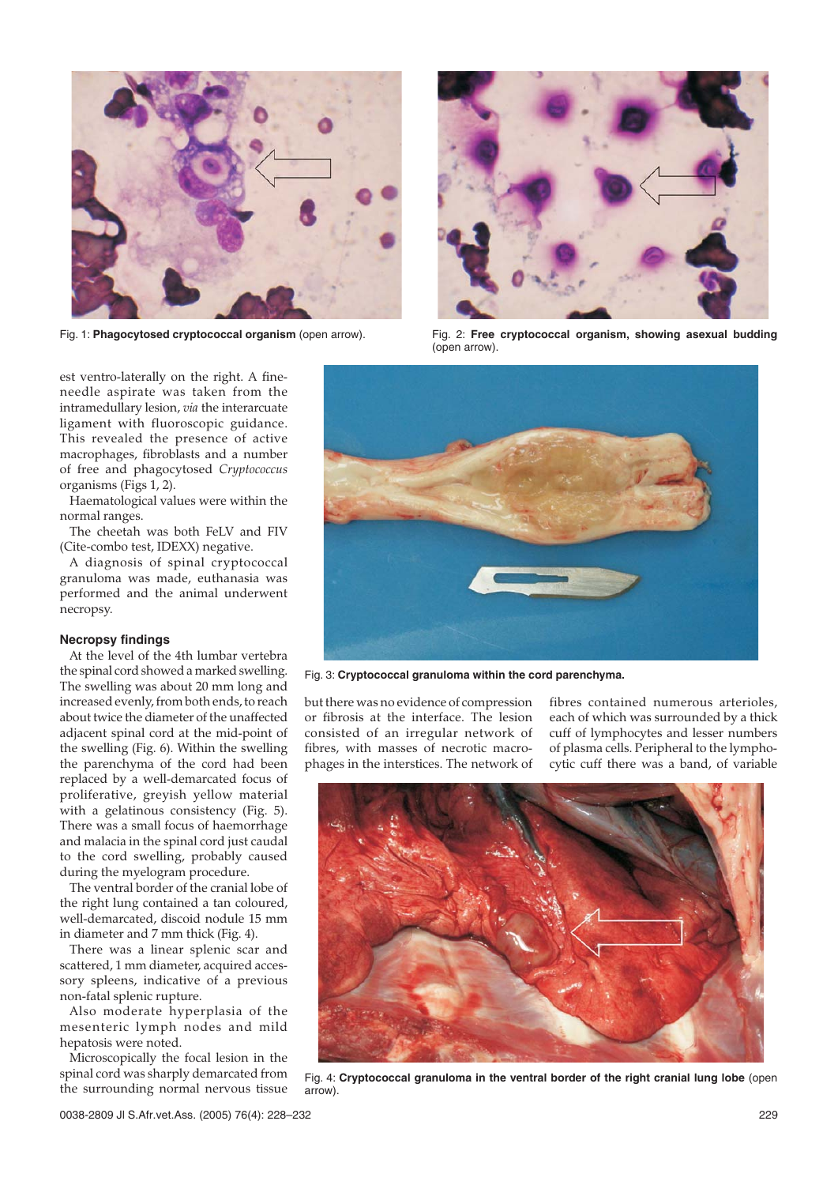Fig. 1: **Phagocytosed cryptococcal organism** (open arrow).

Fig. 2: **Free cryptococcal organism, showing asexual budding** (open arrow).

est ventro-laterally on the right. A fine-needle aspirate was taken from the intramedullary lesion, *via* the interarcuate ligament with fluoroscopic guidance. This revealed the presence of active macrophages, fibroblasts and a number of free and phagocytosed *Cryptococcus* organisms (Figs 1, 2).

Haematological values were within the normal ranges.

The cheetah was both FeLV and FIV (Cite-combo test, IDEXX) negative.

A diagnosis of spinal cryptococcal granuloma was made, euthanasia was performed and the animal underwent necropsy.

### Necropsy findings

At the level of the 4th lumbar vertebra the spinal cord showed a marked swelling. The swelling was about 20 mm long and increased evenly, from both ends, to reach about twice the diameter of the unaffected adjacent spinal cord at the mid-point of the swelling (Fig. 6). Within the swelling the parenchyma of the cord had been replaced by a well-demarcated focus of proliferative, greyish yellow material with a gelatinous consistency (Fig. 5). There was a small focus of haemorrhage and malacia in the spinal cord just caudal to the cord swelling, probably caused during the myelogram procedure.

The ventral border of the cranial lobe of the right lung contained a tan coloured, well-demarcated, discoid nodule 15 mm in diameter and 7 mm thick (Fig. 4).

There was a linear splenic scar and scattered, 1 mm diameter, acquired accessory spleens, indicative of a previous non-fatal splenic rupture.

Also moderate hyperplasia of the mesenteric lymph nodes and mild hepatosis were noted.

Microscopically the focal lesion in the spinal cord was sharply demarcated from the surrounding normal nervous tissue but there was no evidence of compression or fibrosis at the interface. The lesion consisted of an irregular network of fibres, with masses of necrotic macrophages in the interstices. The network of fibres contained numerous arterioles, each of which was surrounded by a thick cuff of lymphocytes and lesser numbers of plasma cells. Peripheral to the lymphocytic cuff there was a band, of variable

Fig. 3: **Cryptococcal granuloma within the cord parenchyma.**

Fig. 4: **Cryptococcal granuloma in the ventral border of the right cranial lung lobe** (open arrow).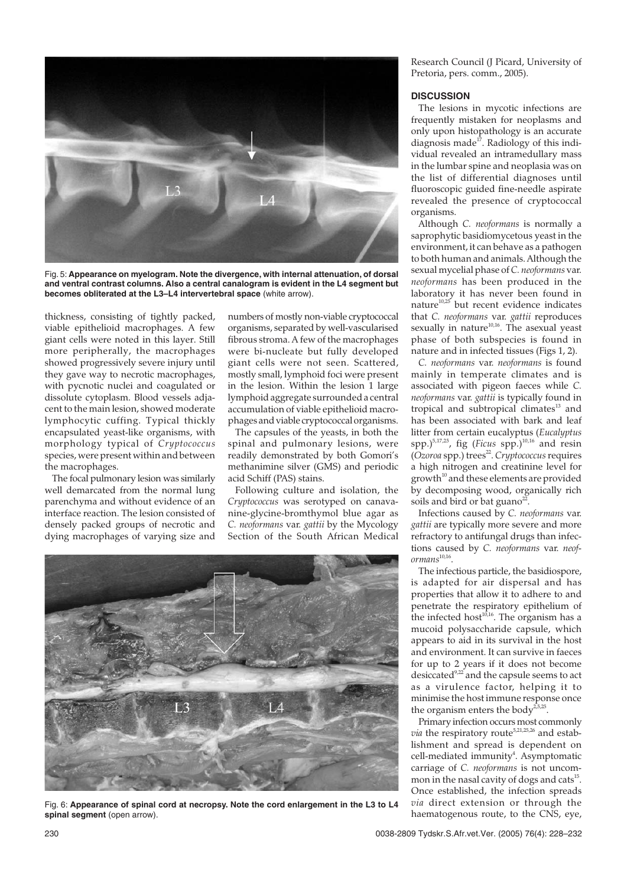Fig. 5: **Appearance on myelogram. Note the divergence, with internal attenuation, of dorsal and ventral contrast columns. Also a central canalogram is evident in the L4 segment but becomes obliterated at the L3–L4 intervertebral space** (white arrow).

thickness, consisting of tightly packed, viable epithelioid macrophages. A few giant cells were noted in this layer. Still more peripherally, the macrophages showed progressively severe injury until they gave way to necrotic macrophages, with pycnotic nuclei and coagulated or dissolute cytoplasm. Blood vessels adjacent to the main lesion, showed moderate lymphocytic cuffing. Typical thickly encapsulated yeast-like organisms, with morphology typical of *Cryptococcus* species, were present within and between the macrophages.

The focal pulmonary lesion was similarly well demarcated from the normal lung parenchyma and without evidence of an interface reaction. The lesion consisted of densely packed groups of necrotic and dying macrophages of varying size and numbers of mostly non-viable cryptococcal organisms, separated by well-vascularised fibrous stroma. A few of the macrophages were bi-nucleate but fully developed giant cells were not seen. Scattered, mostly small, lymphoid foci were present in the lesion. Within the lesion 1 large lymphoid aggregate surrounded a central accumulation of viable epithelioid macrophages and viable cryptococcal organisms.

The capsules of the yeasts, in both the spinal and pulmonary lesions, were readily demonstrated by both Gomori's methanimine silver (GMS) and periodic acid Schiff (PAS) stains.

Following culture and isolation, the *Cryptococcus* was serotyped on canavanine-glycine-bromthymol blue agar as *C. neoformans* var. *gattii* by the Mycology Section of the South African Medical Research Council (J Picard, University of Pretoria, pers. comm., 2005).

Fig. 6: **Appearance of spinal cord at necropsy. Note the cord enlargement in the L3 to L4 spinal segment** (open arrow).

## DISCUSSION

The lesions in mycotic infections are frequently mistaken for neoplasms and only upon histopathology is an accurate diagnosis made[17]. Radiology of this individual revealed an intramedullary mass in the lumbar spine and neoplasia was on the list of differential diagnoses until fluoroscopic guided fine-needle aspirate revealed the presence of cryptococcal organisms.

Although *C. neoformans* is normally a saprophytic basidiomycetous yeast in the environment, it can behave as a pathogen to both human and animals. Although the sexual mycelial phase of *C. neoformans* var. *neoformans* has been produced in the laboratory it has never been found in nature[10,25] but recent evidence indicates that *C. neoformans* var. *gattii* reproduces sexually in nature[10,16]. The asexual yeast phase of both subspecies is found in nature and in infected tissues (Figs 1, 2).

*C. neoformans* var. *neoformans* is found mainly in temperate climates and is associated with pigeon faeces while *C. neoformans* var. *gattii* is typically found in tropical and subtropical climates[13] and has been associated with bark and leaf litter from certain eucalyptus (*Eucalyptus* spp.)[5,17,25], fig (*Ficus* spp.)[10,16] and resin (*Ozoroa* spp.) trees[22]. *Cryptococcus* requires a high nitrogen and creatinine level for growth[10] and these elements are provided by decomposing wood, organically rich soils and bird or bat guano[22].

Infections caused by *C. neoformans* var. *gattii* are typically more severe and more refractory to antifungal drugs than infections caused by *C. neoformans* var. *neoformans*[10,16].

The infectious particle, the basidiospore, is adapted for air dispersal and has properties that allow it to adhere to and penetrate the respiratory epithelium of the infected host[10,16]. The organism has a mucoid polysaccharide capsule, which appears to aid in its survival in the host and environment. It can survive in faeces for up to 2 years if it does not become desiccated[9,22] and the capsule seems to act as a virulence factor, helping it to minimise the host immune response once the organism enters the body[2,5,25].

Primary infection occurs most commonly *via* the respiratory route[5,21,25,26] and establishment and spread is dependent on cell-mediated immunity[4]. Asymptomatic carriage of *C. neoformans* is not uncommon in the nasal cavity of dogs and cats[15]. Once established, the infection spreads *via* direct extension or through the haematogenous route, to the CNS, eye,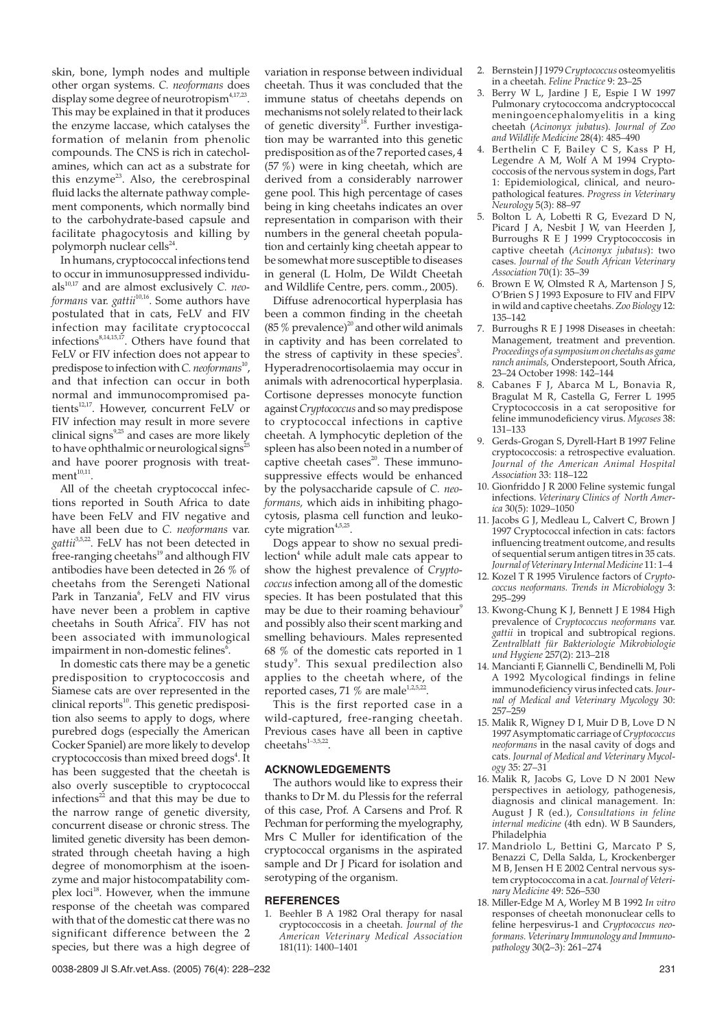skin, bone, lymph nodes and multiple other organ systems. *C. neoformans* does display some degree of neurotropism[4,17,23]. This may be explained in that it produces the enzyme laccase, which catalyses the formation of melanin from phenolic compounds. The CNS is rich in catecholamines, which can act as a substrate for this enzyme[23]. Also, the cerebrospinal fluid lacks the alternate pathway complement components, which normally bind to the carbohydrate-based capsule and facilitate phagocytosis and killing by polymorph nuclear cells[24].

In humans, cryptococcal infections tend to occur in immunosuppressed individuals[10,17] and are almost exclusively *C. neoformans* var. *gattii*[10,16]. Some authors have postulated that in cats, FeLV and FIV infection may facilitate cryptococcal infections[8,14,15,17]. Others have found that FeLV or FIV infection does not appear to predispose to infection with *C. neoformans*[10], and that infection can occur in both normal and immunocompromised patients[12,17]. However, concurrent FeLV or FIV infection may result in more severe clinical signs[9,25] and cases are more likely to have ophthalmic or neurological signs[25] and have poorer prognosis with treatment[10,11].

All of the cheetah cryptococcal infections reported in South Africa to date have been FeLV and FIV negative and have all been due to *C. neoformans* var. *gattii*[3,5,22]. FeLV has not been detected in free-ranging cheetahs[19] and although FIV antibodies have been detected in 26 % of cheetahs from the Serengeti National Park in Tanzania[6], FeLV and FIV virus have never been a problem in captive cheetahs in South Africa[7]. FIV has not been associated with immunological impairment in non-domestic felines[6].

In domestic cats there may be a genetic predisposition to cryptococcosis and Siamese cats are over represented in the clinical reports[10]. This genetic predisposition also seems to apply to dogs, where purebred dogs (especially the American Cocker Spaniel) are more likely to develop cryptococcosis than mixed breed dogs[4]. It has been suggested that the cheetah is also overly susceptible to cryptococcal infections[22] and that this may be due to the narrow range of genetic diversity, concurrent disease or chronic stress. The limited genetic diversity has been demonstrated through cheetah having a high degree of monomorphism at the isoenzyme and major histocompatability complex loci[18]. However, when the immune response of the cheetah was compared with that of the domestic cat there was no significant difference between the 2 species, but there was a high degree of variation in response between individual cheetah. Thus it was concluded that the immune status of cheetahs depends on mechanisms not solely related to their lack of genetic diversity[18]. Further investigation may be warranted into this genetic predisposition as of the 7 reported cases, 4 (57 %) were in king cheetah, which are derived from a considerably narrower gene pool. This high percentage of cases being in king cheetahs indicates an over representation in comparison with their numbers in the general cheetah population and certainly king cheetah appear to be somewhat more susceptible to diseases in general (L Holm, De Wildt Cheetah and Wildlife Centre, pers. comm., 2005).

Diffuse adrenocortical hyperplasia has been a common finding in the cheetah (85 % prevalence)[20] and other wild animals in captivity and has been correlated to the stress of captivity in these species[5]. Hyperadrenocortisolaemia may occur in animals with adrenocortical hyperplasia. Cortisone depresses monocyte function against *Cryptococcus* and so may predispose to cryptococcal infections in captive cheetah. A lymphocytic depletion of the spleen has also been noted in a number of captive cheetah cases[20]. These immunosuppressive effects would be enhanced by the polysaccharide capsule of *C. neoformans,* which aids in inhibiting phagocytosis, plasma cell function and leukocyte migration[4,5,25].

Dogs appear to show no sexual predilection[4] while adult male cats appear to show the highest prevalence of *Cryptococcus* infection among all of the domestic species. It has been postulated that this may be due to their roaming behaviour[9] and possibly also their scent marking and smelling behaviours. Males represented 68 % of the domestic cats reported in 1 study[9]. This sexual predilection also applies to the cheetah where, of the reported cases, 71 % are male[1,2,5,22].

This is the first reported case in a wild-captured, free-ranging cheetah. Previous cases have all been in captive cheetahs[1–3,5,22].

## ACKNOWLEDGEMENTS

The authors would like to express their thanks to Dr M. du Plessis for the referral of this case, Prof. A. Carsens and Prof. R Pechman for performing the myelography, Mrs C Muller for identification of the cryptococcal organisms in the aspirated sample and Dr J Picard for isolation and serotyping of the organism.

## REFERENCES

1. Beehler B A 1982 Oral therapy for nasal cryptococcosis in a cheetah. *Journal of the American Veterinary Medical Association* 181(11): 1400–1401
2. Bernstein J J 1979 *Cryptococcus* osteomyelitis in a cheetah. *Feline Practice* 9: 23–25
3. Berry W L, Jardine J E, Espie I W 1997 Pulmonary cryptococcoma andcryptococcal meningoencephalomyelitis in a king cheetah (*Acinonyx jubatus*). *Journal of Zoo and Wildlife Medicine* 28(4): 485–490
4. Berthelin C F, Bailey C S, Kass P H, Legendre A M, Wolf A M 1994 Cryptococcosis of the nervous system in dogs, Part 1: Epidemiological, clinical, and neuropathological features. *Progress in Veterinary Neurology* 5(3): 88–97
5. Bolton L A, Lobetti R G, Evezard D N, Picard J A, Nesbit J W, van Heerden J, Burroughs R E J 1999 Cryptococcosis in captive cheetah (*Acinonyx jubatus*): two cases. *Journal of the South African Veterinary Association* 70(1): 35–39
6. Brown E W, Olmsted R A, Martenson J S, O'Brien S J 1993 Exposure to FIV and FIPV in wild and captive cheetahs. *Zoo Biology* 12: 135–142
7. Burroughs R E J 1998 Diseases in cheetah: Management, treatment and prevention. *Proceedings of a symposium on cheetahs as game ranch animals,* Onderstepoort, South Africa, 23–24 October 1998: 142–144
8. Cabanes F J, Abarca M L, Bonavia R, Bragulat M R, Castella G, Ferrer L 1995 Cryptococcosis in a cat seropositive for feline immunodeficiency virus. *Mycoses* 38: 131–133
9. Gerds-Grogan S, Dyrell-Hart B 1997 Feline cryptococcosis: a retrospective evaluation. *Journal of the American Animal Hospital Association* 33: 118–122
10. Gionfriddo J R 2000 Feline systemic fungal infections. *Veterinary Clinics of North America* 30(5): 1029–1050
11. Jacobs G J, Medleau L, Calvert C, Brown J 1997 Cryptococcal infection in cats: factors influencing treatment outcome, and results of sequential serum antigen titres in 35 cats. *Journal of Veterinary Internal Medicine* 11: 1–4
12. Kozel T R 1995 Virulence factors of *Cryptococcus neoformans. Trends in Microbiology* 3: 295–299
13. Kwong-Chung K J, Bennett J E 1984 High prevalence of *Cryptococcus neoformans* var. *gattii* in tropical and subtropical regions. *Zentralblatt für Bakteriologie Mikrobiologie und Hygiene* 257(2): 213–218
14. Mancianti F, Giannelli C, Bendinelli M, Poli A 1992 Mycological findings in feline immunodeficiency virus infected cats. *Journal of Medical and Veterinary Mycology* 30: 257–259
15. Malik R, Wigney D I, Muir D B, Love D N 1997 Asymptomatic carriage of *Cryptococcus neoformans* in the nasal cavity of dogs and cats. *Journal of Medical and Veterinary Mycology* 35: 27–31
16. Malik R, Jacobs G, Love D N 2001 New perspectives in aetiology, pathogenesis, diagnosis and clinical management. In: August J R (ed.), *Consultations in feline internal medicine* (4th edn). W B Saunders, Philadelphia
17. Mandriolo L, Bettini G, Marcato P S, Benazzi C, Della Salda, L, Krockenberger M B, Jensen H E 2002 Central nervous system cryptococcoma in a cat. *Journal of Veterinary Medicine* 49: 526–530
18. Miller-Edge M A, Worley M B 1992 *In vitro* responses of cheetah mononuclear cells to feline herpesvirus-1 and *Cryptococcus neoformans. Veterinary Immunology and Immunopathology* 30(2–3): 261–274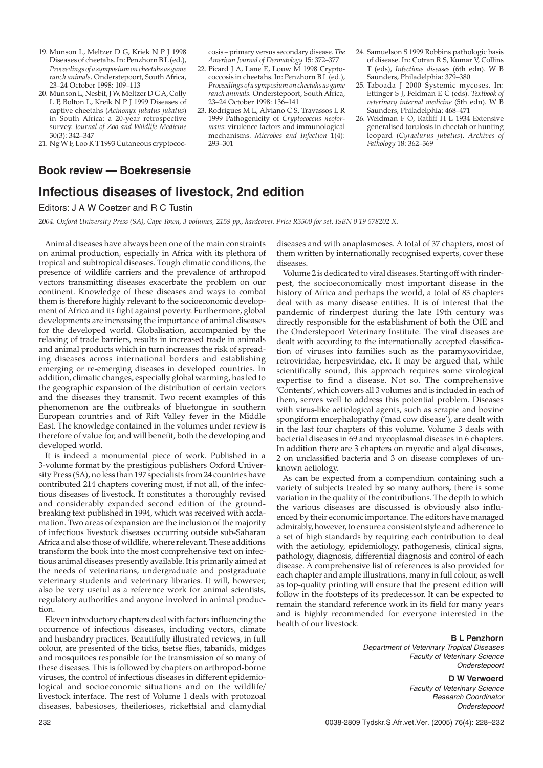19. Munson L, Meltzer D G, Kriek N P J 1998 Diseases of cheetahs. In: Penzhorn B L (ed.), *Proceedings of a symposium on cheetahs as game ranch animals,* Onderstepoort, South Africa, 23–24 October 1998: 109–113
20. Munson L, Nesbit, J W, Meltzer D G A, Colly L P, Bolton L, Kreik N P J 1999 Diseases of captive cheetahs (*Acinonyx jubatus jubatus*) in South Africa: a 20-year retrospective survey. *Journal of Zoo and Wildlife Medicine* 30(3): 342–347
21. Ng W F, Loo K T 1993 Cutaneous cryptococcosis – primary versus secondary disease. *The American Journal of Dermatology* 15: 372–377
22. Picard J A, Lane E, Louw M 1998 Cryptococcosis in cheetahs. In: Penzhorn B L (ed.), *Proceedings of a symposium on cheetahs as game ranch animals.* Onderstepoort, South Africa, 23–24 October 1998: 136–141
23. Rodrigues M L, Alviano C S, Travassos L R 1999 Pathogenicity of *Cryptococcus neoformans*: virulence factors and immunological mechanisms. *Microbes and Infection* 1(4): 293–301
24. Samuelson S 1999 Robbins pathologic basis of disease. In: Cotran R S, Kumar V, Collins T (eds), *Infectious diseases* (6th edn). W B Saunders, Philadelphia: 379–380
25. Taboada J 2000 Systemic mycoses. In: Ettinger S J, Feldman E C (eds). *Textbook of veterinary internal medicine* (5th edn). W B Saunders, Philadelphia: 468–471
26. Weidman F O, Ratliff H L 1934 Extensive generalised torulosis in cheetah or hunting leopard (*Cyraelurus jubatus*). *Archives of Pathology* 18: 362–369

## Book review — Boekresensie

# Infectious diseases of livestock, 2nd edition

Editors: J A W Coetzer and R C Tustin

*2004. Oxford University Press (SA), Cape Town, 3 volumes, 2159 pp., hardcover. Price R3500 for set. ISBN 0 19 578202 X.*

Animal diseases have always been one of the main constraints on animal production, especially in Africa with its plethora of tropical and subtropical diseases. Tough climatic conditions, the presence of wildlife carriers and the prevalence of arthropod vectors transmitting diseases exacerbate the problem on our continent. Knowledge of these diseases and ways to combat them is therefore highly relevant to the socioeconomic development of Africa and its fight against poverty. Furthermore, global developments are increasing the importance of animal diseases for the developed world. Globalisation, accompanied by the relaxing of trade barriers, results in increased trade in animals and animal products which in turn increases the risk of spreading diseases across international borders and establishing emerging or re-emerging diseases in developed countries. In addition, climatic changes, especially global warming, has led to the geographic expansion of the distribution of certain vectors and the diseases they transmit. Two recent examples of this phenomenon are the outbreaks of bluetongue in southern European countries and of Rift Valley fever in the Middle East. The knowledge contained in the volumes under review is therefore of value for, and will benefit, both the developing and developed world.

It is indeed a monumental piece of work. Published in a 3-volume format by the prestigious publishers Oxford University Press (SA), no less than 197 specialists from 24 countries have contributed 214 chapters covering most, if not all, of the infectious diseases of livestock. It constitutes a thoroughly revised and considerably expanded second edition of the groundbreaking text published in 1994, which was received with acclamation. Two areas of expansion are the inclusion of the majority of infectious livestock diseases occurring outside sub-Saharan Africa and also those of wildlife, where relevant. These additions transform the book into the most comprehensive text on infectious animal diseases presently available. It is primarily aimed at the needs of veterinarians, undergraduate and postgraduate veterinary students and veterinary libraries. It will, however, also be very useful as a reference work for animal scientists, regulatory authorities and anyone involved in animal production.

Eleven introductory chapters deal with factors influencing the occurrence of infectious diseases, including vectors, climate and husbandry practices. Beautifully illustrated reviews, in full colour, are presented of the ticks, tsetse flies, tabanids, midges and mosquitoes responsible for the transmission of so many of these diseases. This is followed by chapters on arthropod-borne viruses, the control of infectious diseases in different epidemiological and socioeconomic situations and on the wildlife/livestock interface. The rest of Volume 1 deals with protozoal diseases, babesioses, theilerioses, rickettsial and clamydial diseases and with anaplasmoses. A total of 37 chapters, most of them written by internationally recognised experts, cover these diseases.

Volume 2 is dedicated to viral diseases. Starting off with rinderpest, the socioeconomically most important disease in the history of Africa and perhaps the world, a total of 83 chapters deal with as many disease entities. It is of interest that the pandemic of rinderpest during the late 19th century was directly responsible for the establishment of both the OIE and the Onderstepoort Veterinary Institute. The viral diseases are dealt with according to the internationally accepted classification of viruses into families such as the paramyxoviridae, retroviridae, herpesviridae, etc. It may be argued that, while scientifically sound, this approach requires some virological expertise to find a disease. Not so. The comprehensive 'Contents', which covers all 3 volumes and is included in each of them, serves well to address this potential problem. Diseases with virus-like aetiological agents, such as scrapie and bovine spongiform encephalopathy ('mad cow disease'), are dealt with in the last four chapters of this volume. Volume 3 deals with bacterial diseases in 69 and mycoplasmal diseases in 6 chapters. In addition there are 3 chapters on mycotic and algal diseases, 2 on unclassified bacteria and 3 on disease complexes of unknown aetiology.

As can be expected from a compendium containing such a variety of subjects treated by so many authors, there is some variation in the quality of the contributions. The depth to which the various diseases are discussed is obviously also influenced by their economic importance. The editors have managed admirably, however, to ensure a consistent style and adherence to a set of high standards by requiring each contribution to deal with the aetiology, epidemiology, pathogenesis, clinical signs, pathology, diagnosis, differential diagnosis and control of each disease. A comprehensive list of references is also provided for each chapter and ample illustrations, many in full colour, as well as top-quality printing will ensure that the present edition will follow in the footsteps of its predecessor. It can be expected to remain the standard reference work in its field for many years and is highly recommended for everyone interested in the health of our livestock.

**B L Penzhorn**
*Department of Veterinary Tropical Diseases*
*Faculty of Veterinary Science*
*Onderstepoort*

**D W Verwoerd**
*Faculty of Veterinary Science*
*Research Coordinator*
*Onderstepoort*